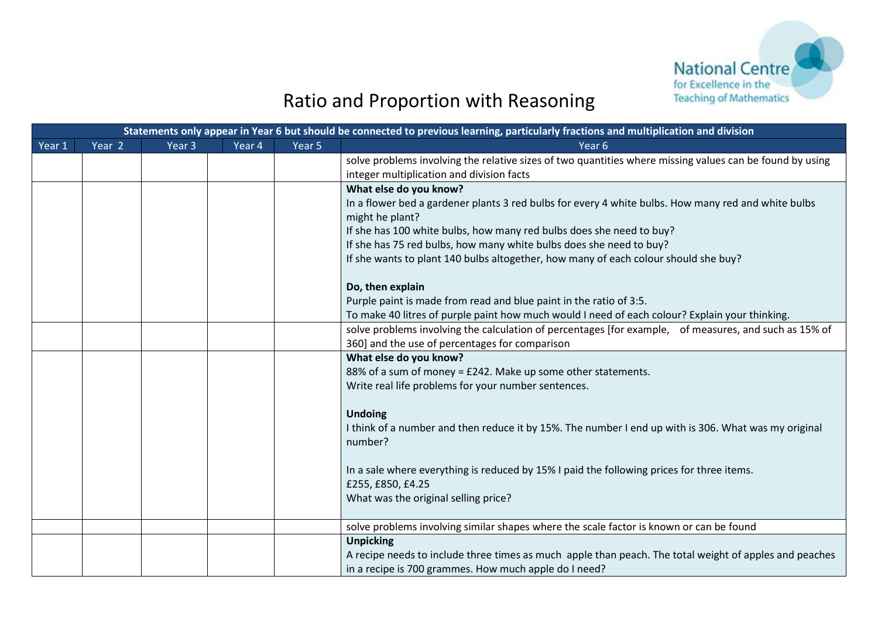# Ratio and Proportion with Reasoning

| Statements only appear in Year 6 but should be connected to previous learning, particularly fractions and multiplication and division | | | | | |
|---|---|---|---|---|---|
| Year 1 | Year 2 | Year 3 | Year 4 | Year 5 | Year 6 |
| | | | | | solve problems involving the relative sizes of two quantities where missing values can be found by using integer multiplication and division facts |
| | | | | | **What else do you know?**<br>In a flower bed a gardener plants 3 red bulbs for every 4 white bulbs. How many red and white bulbs might he plant?<br>If she has 100 white bulbs, how many red bulbs does she need to buy?<br>If she has 75 red bulbs, how many white bulbs does she need to buy?<br>If she wants to plant 140 bulbs altogether, how many of each colour should she buy?<br><br>**Do, then explain**<br>Purple paint is made from read and blue paint in the ratio of 3:5.<br>To make 40 litres of purple paint how much would I need of each colour? Explain your thinking. |
| | | | | | solve problems involving the calculation of percentages [for example, of measures, and such as 15% of 360] and the use of percentages for comparison |
| | | | | | **What else do you know?**<br>88% of a sum of money = £242. Make up some other statements.<br>Write real life problems for your number sentences.<br><br>**Undoing**<br>I think of a number and then reduce it by 15%. The number I end up with is 306. What was my original number?<br><br>In a sale where everything is reduced by 15% I paid the following prices for three items.<br>£255, £850, £4.25<br>What was the original selling price? |
| | | | | | solve problems involving similar shapes where the scale factor is known or can be found |
| | | | | | **Unpicking**<br>A recipe needs to include three times as much apple than peach. The total weight of apples and peaches in a recipe is 700 grammes. How much apple do I need? |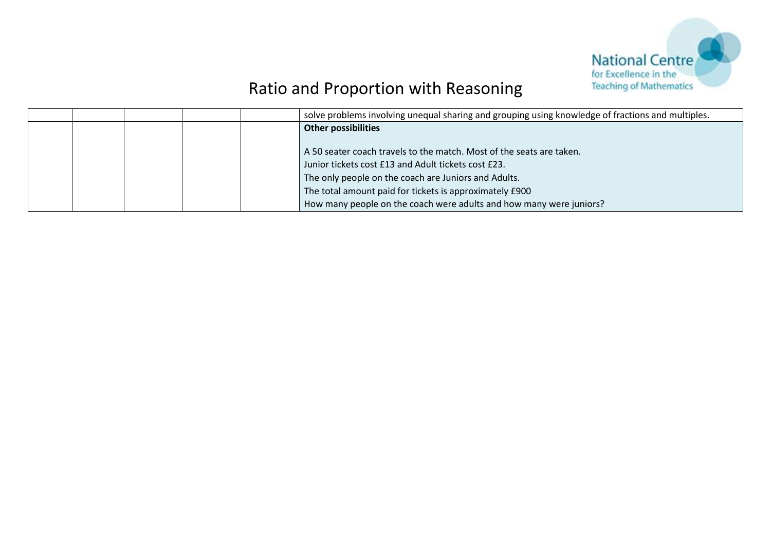# Ratio and Proportion with Reasoning

| | | | | | |
|---|---|---|---|---|---|
| | | | | | solve problems involving unequal sharing and grouping using knowledge of fractions and multiples. |
| | | | | | **Other possibilities**<br><br>A 50 seater coach travels to the match. Most of the seats are taken.<br>Junior tickets cost £13 and Adult tickets cost £23.<br>The only people on the coach are Juniors and Adults.<br>The total amount paid for tickets is approximately £900<br>How many people on the coach were adults and how many were juniors? |